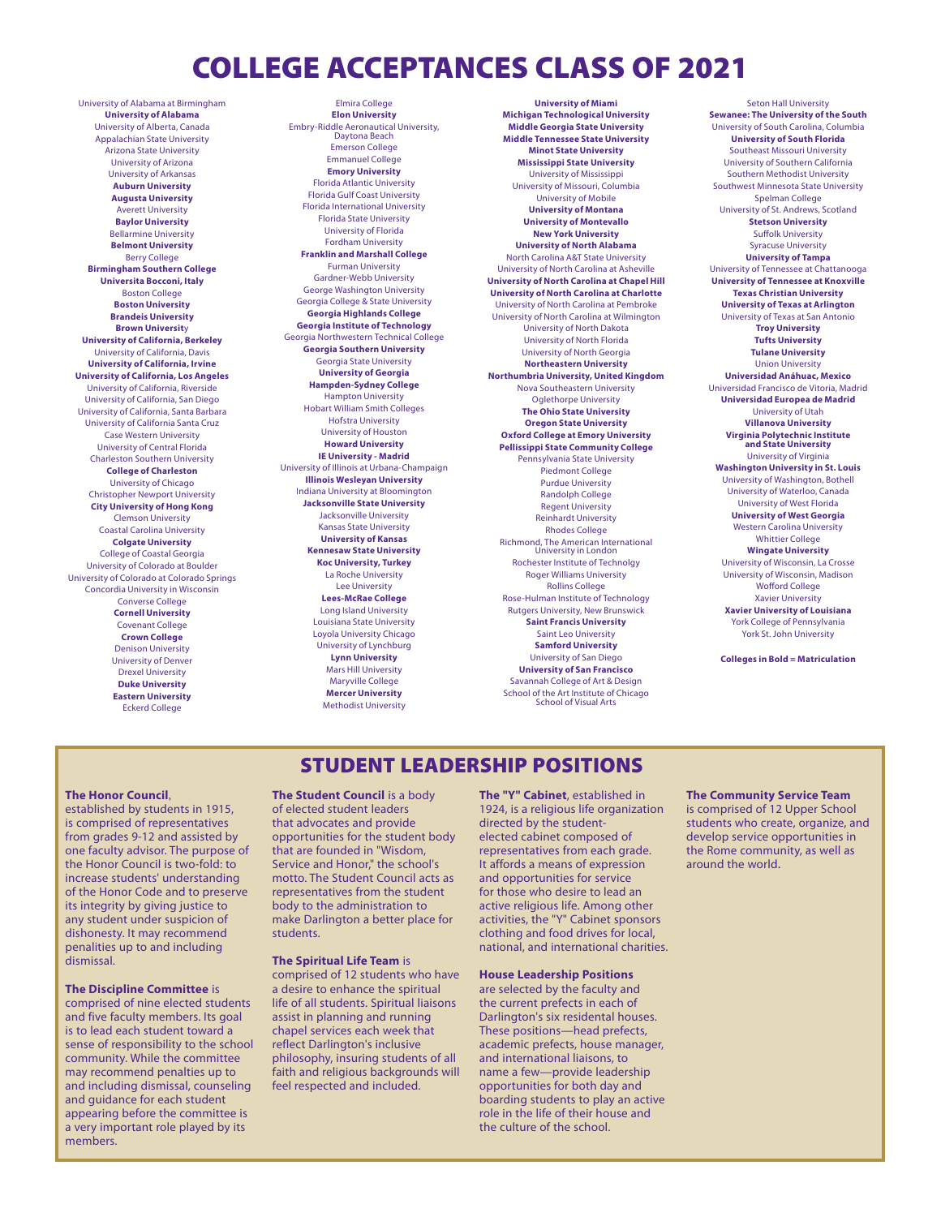# COLLEGE ACCEPTANCES CLASS OF 2021

University of Alabama at Birmingham
**University of Alabama**
University of Alberta, Canada
Appalachian State University
Arizona State University
University of Arizona
University of Arkansas
**Auburn University**
**Augusta University**
Averett University
**Baylor University**
Bellarmine University
**Belmont University**
Berry College
**Birmingham Southern College**
**Universita Bocconi, Italy**
Boston College
**Boston University**
**Brandeis University**
**Brown University**
**University of California, Berkeley**
University of California, Davis
**University of California, Irvine**
**University of California, Los Angeles**
University of California, Riverside
University of California, San Diego
University of California, Santa Barbara
University of California Santa Cruz
Case Western University
University of Central Florida
Charleston Southern University
**College of Charleston**
University of Chicago
Christopher Newport University
**City University of Hong Kong**
Clemson University
Coastal Carolina University
**Colgate University**
College of Coastal Georgia
University of Colorado at Boulder
University of Colorado at Colorado Springs
Concordia University in Wisconsin
Converse College
**Cornell University**
Covenant College
**Crown College**
Denison University
University of Denver
Drexel University
**Duke University**
**Eastern University**
Eckerd College
Elmira College
**Elon University**
Embry-Riddle Aeronautical University, Daytona Beach
Emerson College
Emmanuel College
**Emory University**
Florida Atlantic University
Florida Gulf Coast University
Florida International University
Florida State University
University of Florida
Fordham University
**Franklin and Marshall College**
Furman University
Gardner-Webb University
George Washington University
Georgia College & State University
**Georgia Highlands College**
**Georgia Institute of Technology**
Georgia Northwestern Technical College
**Georgia Southern University**
Georgia State University
**University of Georgia**
**Hampden-Sydney College**
Hampton University
Hobart William Smith Colleges
Hofstra University
University of Houston
**Howard University**
**IE University - Madrid**
University of Illinois at Urbana-Champaign
**Illinois Wesleyan University**
Indiana University at Bloomington
**Jacksonville State University**
Jacksonville University
Kansas State University
**University of Kansas**
**Kennesaw State University**
**Koc University, Turkey**
La Roche University
Lee University
**Lees-McRae College**
Long Island University
Louisiana State University
Loyola University Chicago
University of Lynchburg
**Lynn University**
Mars Hill University
Maryville College
**Mercer University**
Methodist University
**University of Miami**
**Michigan Technological University**
**Middle Georgia State University**
**Middle Tennessee State University**
**Minot State University**
**Mississippi State University**
University of Mississippi
University of Missouri, Columbia
University of Mobile
**University of Montana**
**University of Montevallo**
**New York University**
**University of North Alabama**
North Carolina A&T State University
University of North Carolina at Asheville
**University of North Carolina at Chapel Hill**
**University of North Carolina at Charlotte**
University of North Carolina at Pembroke
University of North Carolina at Wilmington
University of North Dakota
University of North Florida
University of North Georgia
**Northeastern University**
**Northumbria University, United Kingdom**
Nova Southeastern University
Oglethorpe University
**The Ohio State University**
**Oregon State University**
**Oxford College at Emory University**
**Pellissippi State Community College**
Pennsylvania State University
Piedmont College
Purdue University
Randolph College
Regent University
Reinhardt University
Rhodes College
Richmond, The American International University in London
Rochester Institute of Technolgy
Roger Williams University
Rollins College
Rose-Hulman Institute of Technology
Rutgers University, New Brunswick
**Saint Francis University**
Saint Leo University
**Samford University**
University of San Diego
**University of San Francisco**
Savannah College of Art & Design
School of the Art Institute of Chicago School of Visual Arts
Seton Hall University
**Sewanee: The University of the South**
University of South Carolina, Columbia
**University of South Florida**
Southeast Missouri University
University of Southern California
Southern Methodist University
Southwest Minnesota State University
Spelman College
University of St. Andrews, Scotland
**Stetson University**
Suffolk University
Syracuse University
**University of Tampa**
University of Tennessee at Chattanooga
**University of Tennessee at Knoxville**
**Texas Christian University**
**University of Texas at Arlington**
University of Texas at San Antonio
**Troy University**
**Tufts University**
**Tulane University**
Union University
**Universidad Anáhuac, Mexico**
Universidad Francisco de Vitoria, Madrid
**Universidad Europea de Madrid**
University of Utah
**Villanova University**
**Virginia Polytechnic Institute and State University**
University of Virginia
**Washington University in St. Louis**
University of Washington, Bothell
University of Waterloo, Canada
University of West Florida
**University of West Georgia**
Western Carolina University
Whittier College
**Wingate University**
University of Wisconsin, La Crosse
University of Wisconsin, Madison
Wofford College
Xavier University
**Xavier University of Louisiana**
York College of Pennsylvania
York St. John University

**Colleges in Bold = Matriculation**

## STUDENT LEADERSHIP POSITIONS

**The Honor Council**, established by students in 1915, is comprised of representatives from grades 9-12 and assisted by one faculty advisor. The purpose of the Honor Council is two-fold: to increase students' understanding of the Honor Code and to preserve its integrity by giving justice to any student under suspicion of dishonesty. It may recommend penalities up to and including dismissal.

**The Discipline Committee** is comprised of nine elected students and five faculty members. Its goal is to lead each student toward a sense of responsibility to the school community. While the committee may recommend penalties up to and including dismissal, counseling and guidance for each student appearing before the committee is a very important role played by its members.

**The Student Council** is a body of elected student leaders that advocates and provide opportunities for the student body that are founded in "Wisdom, Service and Honor," the school's motto. The Student Council acts as representatives from the student body to the administration to make Darlington a better place for students.

**The Spiritual Life Team** is comprised of 12 students who have a desire to enhance the spiritual life of all students. Spiritual liaisons assist in planning and running chapel services each week that reflect Darlington's inclusive philosophy, insuring students of all faith and religious backgrounds will feel respected and included.

**The "Y" Cabinet**, established in 1924, is a religious life organization directed by the student-elected cabinet composed of representatives from each grade. It affords a means of expression and opportunities for service for those who desire to lead an active religious life. Among other activities, the "Y" Cabinet sponsors clothing and food drives for local, national, and international charities.

**House Leadership Positions** are selected by the faculty and the current prefects in each of Darlington's six residental houses. These positions—head prefects, academic prefects, house manager, and international liaisons, to name a few—provide leadership opportunities for both day and boarding students to play an active role in the life of their house and the culture of the school.

**The Community Service Team** is comprised of 12 Upper School students who create, organize, and develop service opportunities in the Rome community, as well as around the world.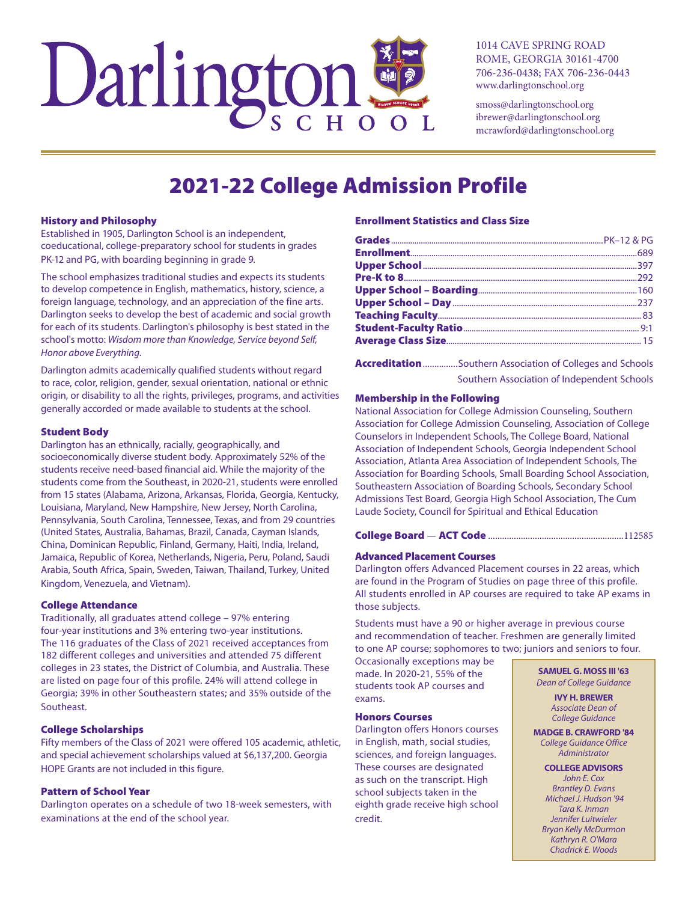# Darlington SCHOOL

1014 CAVE SPRING ROAD
ROME, GEORGIA 30161-4700
706-236-0438; FAX 706-236-0443
www.darlingtonschool.org

smoss@darlingtonschool.org
ibrewer@darlingtonschool.org
mcrawford@darlingtonschool.org

# 2021-22 College Admission Profile

## History and Philosophy

Established in 1905, Darlington School is an independent, coeducational, college-preparatory school for students in grades PK-12 and PG, with boarding beginning in grade 9.

The school emphasizes traditional studies and expects its students to develop competence in English, mathematics, history, science, a foreign language, technology, and an appreciation of the fine arts. Darlington seeks to develop the best of academic and social growth for each of its students. Darlington's philosophy is best stated in the school's motto: *Wisdom more than Knowledge, Service beyond Self, Honor above Everything.*

Darlington admits academically qualified students without regard to race, color, religion, gender, sexual orientation, national or ethnic origin, or disability to all the rights, privileges, programs, and activities generally accorded or made available to students at the school.

## Student Body

Darlington has an ethnically, racially, geographically, and socioeconomically diverse student body. Approximately 52% of the students receive need-based financial aid. While the majority of the students come from the Southeast, in 2020-21, students were enrolled from 15 states (Alabama, Arizona, Arkansas, Florida, Georgia, Kentucky, Louisiana, Maryland, New Hampshire, New Jersey, North Carolina, Pennsylvania, South Carolina, Tennessee, Texas, and from 29 countries (United States, Australia, Bahamas, Brazil, Canada, Cayman Islands, China, Dominican Republic, Finland, Germany, Haiti, India, Ireland, Jamaica, Republic of Korea, Netherlands, Nigeria, Peru, Poland, Saudi Arabia, South Africa, Spain, Sweden, Taiwan, Thailand, Turkey, United Kingdom, Venezuela, and Vietnam).

## College Attendance

Traditionally, all graduates attend college – 97% entering four-year institutions and 3% entering two-year institutions. The 116 graduates of the Class of 2021 received acceptances from 182 different colleges and universities and attended 75 different colleges in 23 states, the District of Columbia, and Australia. These are listed on page four of this profile. 24% will attend college in Georgia; 39% in other Southeastern states; and 35% outside of the Southeast.

## College Scholarships

Fifty members of the Class of 2021 were offered 105 academic, athletic, and special achievement scholarships valued at $6,137,200. Georgia HOPE Grants are not included in this figure.

## Pattern of School Year

Darlington operates on a schedule of two 18-week semesters, with examinations at the end of the school year.

## Enrollment Statistics and Class Size

| | |
|---|---|
| **Grades** | PK–12 & PG |
| **Enrollment** | 689 |
| **Upper School** | 397 |
| **Pre-K to 8** | 292 |
| **Upper School – Boarding** | 160 |
| **Upper School – Day** | 237 |
| **Teaching Faculty** | 83 |
| **Student-Faculty Ratio** | 9:1 |
| **Average Class Size** | 15 |

**Accreditation** .............. Southern Association of Colleges and Schools
Southern Association of Independent Schools

## Membership in the Following

National Association for College Admission Counseling, Southern Association for College Admission Counseling, Association of College Counselors in Independent Schools, The College Board, National Association of Independent Schools, Georgia Independent School Association, Atlanta Area Association of Independent Schools, The Association for Boarding Schools, Small Boarding School Association, Southeastern Association of Boarding Schools, Secondary School Admissions Test Board, Georgia High School Association, The Cum Laude Society, Council for Spiritual and Ethical Education

**College Board — ACT Code** .............. 112585

## Advanced Placement Courses

Darlington offers Advanced Placement courses in 22 areas, which are found in the Program of Studies on page three of this profile. All students enrolled in AP courses are required to take AP exams in those subjects.

Students must have a 90 or higher average in previous course and recommendation of teacher. Freshmen are generally limited to one AP course; sophomores to two; juniors and seniors to four. Occasionally exceptions may be made. In 2020-21, 55% of the students took AP courses and exams.

## Honors Courses

Darlington offers Honors courses in English, math, social studies, sciences, and foreign languages. These courses are designated as such on the transcript. High school subjects taken in the eighth grade receive high school credit.

**SAMUEL G. MOSS III '63**
*Dean of College Guidance*

**IVY H. BREWER**
*Associate Dean of College Guidance*

**MADGE B. CRAWFORD '84**
*College Guidance Office Administrator*

**COLLEGE ADVISORS**
*John E. Cox*
*Brantley D. Evans*
*Michael J. Hudson '94*
*Tara K. Inman*
*Jennifer Luitwieler*
*Bryan Kelly McDurmon*
*Kathryn R. O'Mara*
*Chadrick E. Woods*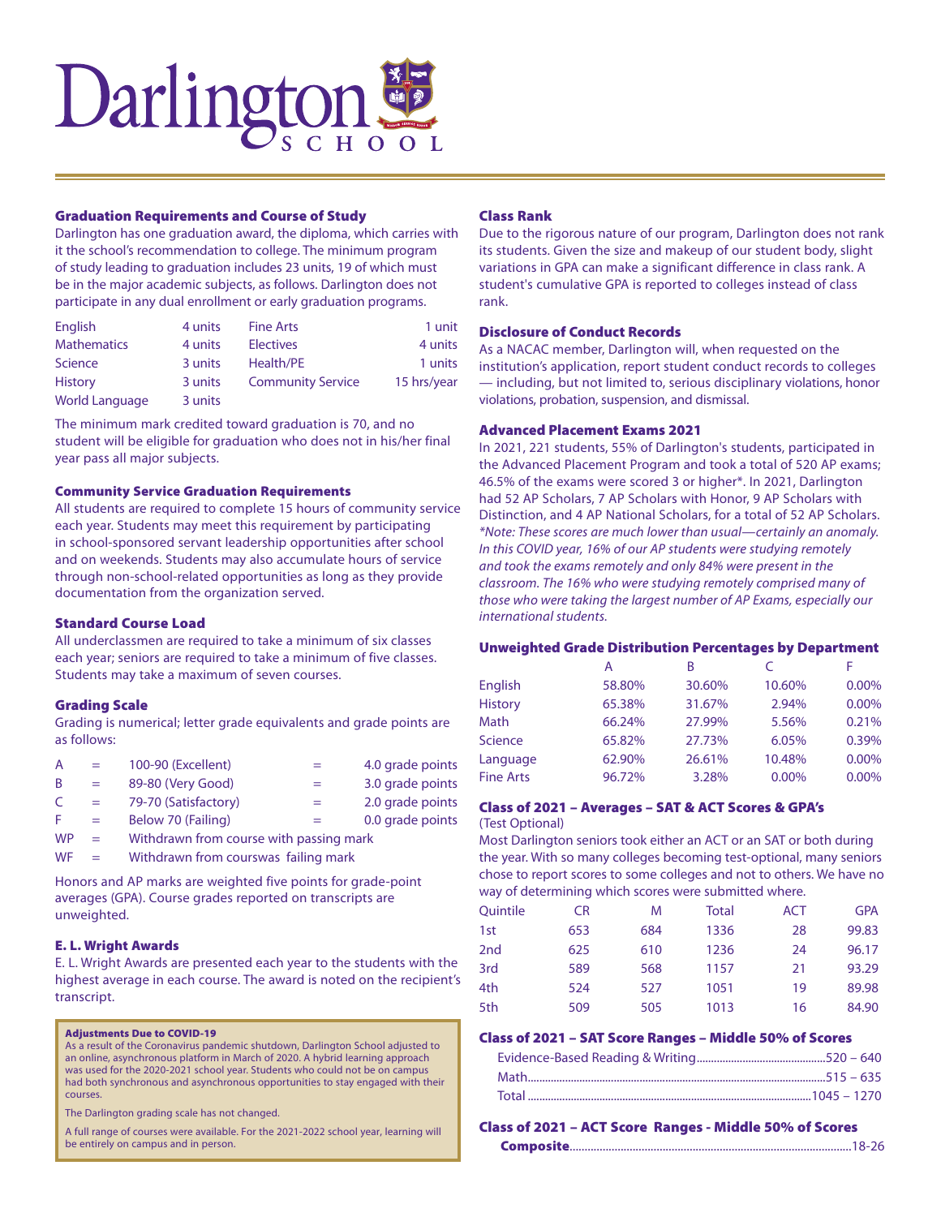# Darlington SCHOOL

## Graduation Requirements and Course of Study

Darlington has one graduation award, the diploma, which carries with it the school's recommendation to college. The minimum program of study leading to graduation includes 23 units, 19 of which must be in the major academic subjects, as follows. Darlington does not participate in any dual enrollment or early graduation programs.

| | | | |
|---|---|---|---|
| English | 4 units | Fine Arts | 1 unit |
| Mathematics | 4 units | Electives | 4 units |
| Science | 3 units | Health/PE | 1 units |
| History | 3 units | Community Service | 15 hrs/year |
| World Language | 3 units | | |

The minimum mark credited toward graduation is 70, and no student will be eligible for graduation who does not in his/her final year pass all major subjects.

## Community Service Graduation Requirements

All students are required to complete 15 hours of community service each year. Students may meet this requirement by participating in school-sponsored servant leadership opportunities after school and on weekends. Students may also accumulate hours of service through non-school-related opportunities as long as they provide documentation from the organization served.

## Standard Course Load

All underclassmen are required to take a minimum of six classes each year; seniors are required to take a minimum of five classes. Students may take a maximum of seven courses.

## Grading Scale

Grading is numerical; letter grade equivalents and grade points are as follows:

| | | | | |
|---|---|---|---|---|
| A | = | 100-90 (Excellent) | = | 4.0 grade points |
| B | = | 89-80 (Very Good) | = | 3.0 grade points |
| C | = | 79-70 (Satisfactory) | = | 2.0 grade points |
| F | = | Below 70 (Failing) | = | 0.0 grade points |
| WP | = | Withdrawn from course with passing mark | | |
| WF | = | Withdrawn from courswas failing mark | | |

Honors and AP marks are weighted five points for grade-point averages (GPA). Course grades reported on transcripts are unweighted.

## E. L. Wright Awards

E. L. Wright Awards are presented each year to the students with the highest average in each course. The award is noted on the recipient's transcript.

### Adjustments Due to COVID-19

As a result of the Coronavirus pandemic shutdown, Darlington School adjusted to an online, asynchronous platform in March of 2020. A hybrid learning approach was used for the 2020-2021 school year. Students who could not be on campus had both synchronous and asynchronous opportunities to stay engaged with their courses.

The Darlington grading scale has not changed.

A full range of courses were available. For the 2021-2022 school year, learning will be entirely on campus and in person.

## Class Rank

Due to the rigorous nature of our program, Darlington does not rank its students. Given the size and makeup of our student body, slight variations in GPA can make a significant difference in class rank. A student's cumulative GPA is reported to colleges instead of class rank.

## Disclosure of Conduct Records

As a NACAC member, Darlington will, when requested on the institution's application, report student conduct records to colleges — including, but not limited to, serious disciplinary violations, honor violations, probation, suspension, and dismissal.

## Advanced Placement Exams 2021

In 2021, 221 students, 55% of Darlington's students, participated in the Advanced Placement Program and took a total of 520 AP exams; 46.5% of the exams were scored 3 or higher*. In 2021, Darlington had 52 AP Scholars, 7 AP Scholars with Honor, 9 AP Scholars with Distinction, and 4 AP National Scholars, for a total of 52 AP Scholars. *\*Note: These scores are much lower than usual—certainly an anomaly. In this COVID year, 16% of our AP students were studying remotely and took the exams remotely and only 84% were present in the classroom. The 16% who were studying remotely comprised many of those who were taking the largest number of AP Exams, especially our international students.*

## Unweighted Grade Distribution Percentages by Department

| | A | B | C | F |
|---|---|---|---|---|
| English | 58.80% | 30.60% | 10.60% | 0.00% |
| History | 65.38% | 31.67% | 2.94% | 0.00% |
| Math | 66.24% | 27.99% | 5.56% | 0.21% |
| Science | 65.82% | 27.73% | 6.05% | 0.39% |
| Language | 62.90% | 26.61% | 10.48% | 0.00% |
| Fine Arts | 96.72% | 3.28% | 0.00% | 0.00% |

## Class of 2021 – Averages – SAT & ACT Scores & GPA's

(Test Optional)

Most Darlington seniors took either an ACT or an SAT or both during the year. With so many colleges becoming test-optional, many seniors chose to report scores to some colleges and not to others. We have no way of determining which scores were submitted where.

| Quintile | CR | M | Total | ACT | GPA |
|---|---|---|---|---|---|
| 1st | 653 | 684 | 1336 | 28 | 99.83 |
| 2nd | 625 | 610 | 1236 | 24 | 96.17 |
| 3rd | 589 | 568 | 1157 | 21 | 93.29 |
| 4th | 524 | 527 | 1051 | 19 | 89.98 |
| 5th | 509 | 505 | 1013 | 16 | 84.90 |

## Class of 2021 – SAT Score Ranges – Middle 50% of Scores

Evidence-Based Reading & Writing ........ 520 – 640
Math ........ 515 – 635
Total ........ 1045 – 1270

## Class of 2021 – ACT Score Ranges - Middle 50% of Scores

**Composite** ........ 18-26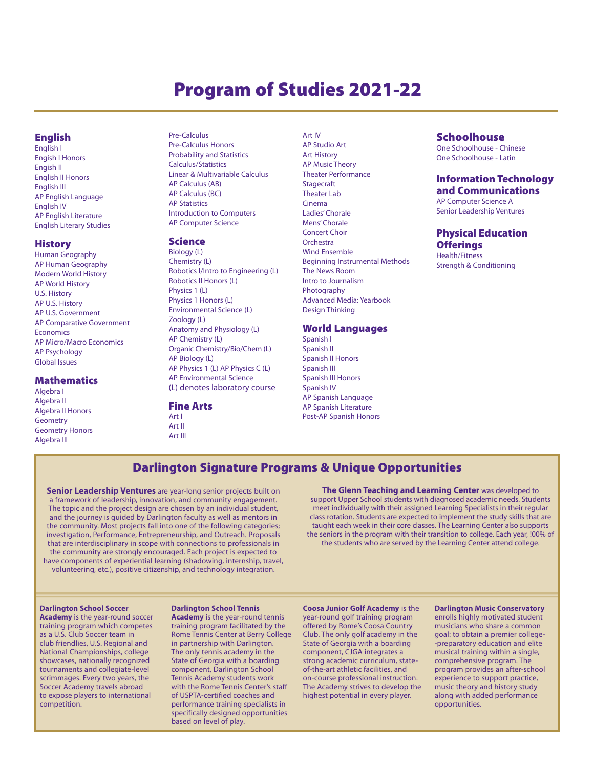# Program of Studies 2021-22

## English

English I
Engish I Honors
Engish II
English II Honors
English III
AP English Language
English IV
AP English Literature
English Literary Studies

## History

Human Geography
AP Human Geography
Modern World History
AP World History
U.S. History
AP U.S. History
AP U.S. Government
AP Comparative Government
Economics
AP Micro/Macro Economics
AP Psychology
Global Issues

## Mathematics

Algebra I
Algebra II
Algebra II Honors
Geometry
Geometry Honors
Algebra III
Pre-Calculus
Pre-Calculus Honors
Probability and Statistics
Calculus/Statistics
Linear & Multivariable Calculus
AP Calculus (AB)
AP Calculus (BC)
AP Statistics
Introduction to Computers
AP Computer Science

## Science

Biology (L)
Chemistry (L)
Robotics I/Intro to Engineering (L)
Robotics II Honors (L)
Physics 1 (L)
Physics 1 Honors (L)
Environmental Science (L)
Zoology (L)
Anatomy and Physiology (L)
AP Chemistry (L)
Organic Chemistry/Bio/Chem (L)
AP Biology (L)
AP Physics 1 (L) AP Physics C (L)
AP Environmental Science
(L) denotes laboratory course

## Fine Arts

Art I
Art II
Art III
Art IV
AP Studio Art
Art History
AP Music Theory
Theater Performance
Stagecraft
Theater Lab
Cinema
Ladies' Chorale
Mens' Chorale
Concert Choir
Orchestra
Wind Ensemble
Beginning Instrumental Methods
The News Room
Intro to Journalism
Photography
Advanced Media: Yearbook
Design Thinking

## World Languages

Spanish I
Spanish II
Spanish II Honors
Spanish III
Spanish III Honors
Spanish IV
AP Spanish Language
AP Spanish Literature
Post-AP Spanish Honors

## Schoolhouse

One Schoolhouse - Chinese
One Schoolhouse - Latin

## Information Technology and Communications

AP Computer Science A
Senior Leadership Ventures

## Physical Education Offerings

Health/Fitness
Strength & Conditioning

## Darlington Signature Programs & Unique Opportunities

**Senior Leadership Ventures** are year-long senior projects built on a framework of leadership, innovation, and community engagement. The topic and the project design are chosen by an individual student, and the journey is guided by Darlington faculty as well as mentors in the community. Most projects fall into one of the following categories; investigation, Performance, Entrepreneurship, and Outreach. Proposals that are interdisciplinary in scope with connections to professionals in the community are strongly encouraged. Each project is expected to have components of experiential learning (shadowing, internship, travel, volunteering, etc.), positive citizenship, and technology integration.

**The Glenn Teaching and Learning Center** was developed to support Upper School students with diagnosed academic needs. Students meet individually with their assigned Learning Specialists in their regular class rotation. Students are expected to implement the study skills that are taught each week in their core classes. The Learning Center also supports the seniors in the program with their transition to college. Each year, !00% of the students who are served by the Learning Center attend college.

**Darlington School Soccer Academy** is the year-round soccer training program which competes as a U.S. Club Soccer team in club friendlies, U.S. Regional and National Championships, college showcases, nationally recognized tournaments and collegiate-level scrimmages. Every two years, the Soccer Academy travels abroad to expose players to international competition.

**Darlington School Tennis Academy** is the year-round tennis training program facilitated by the Rome Tennis Center at Berry College in partnership with Darlington. The only tennis academy in the State of Georgia with a boarding component, Darlington School Tennis Academy students work with the Rome Tennis Center's staff of USPTA-certified coaches and performance training specialists in specifically designed opportunities based on level of play.

**Coosa Junior Golf Academy** is the year-round golf training program offered by Rome's Coosa Country Club. The only golf academy in the State of Georgia with a boarding component, CJGA integrates a strong academic curriculum, state-of-the-art athletic facilities, and on-course professional instruction. The Academy strives to develop the highest potential in every player.

**Darlington Music Conservatory** enrolls highly motivated student musicians who share a common goal: to obtain a premier college--preparatory education and elite musical training within a single, comprehensive program. The program provides an after-school experience to support practice, music theory and history study along with added performance opportunities.